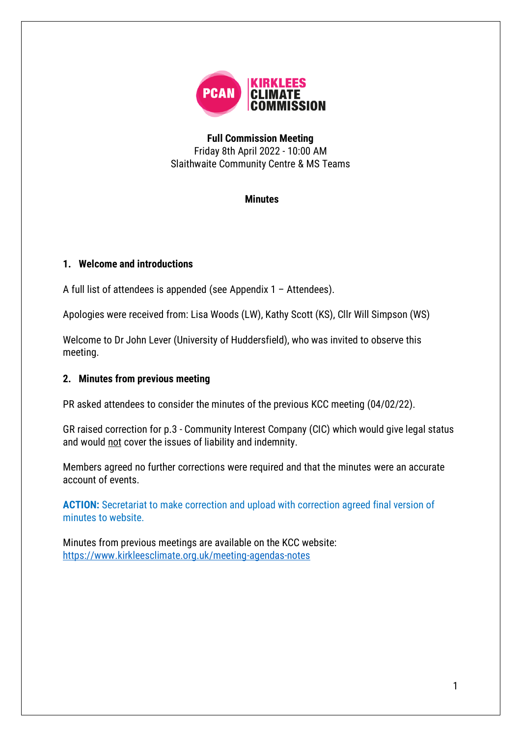PCAN | KIRKLEES CLIMATE COMMISSION

**Full Commission Meeting**
Friday 8th April 2022 - 10:00 AM
Slaithwaite Community Centre & MS Teams

**Minutes**

## 1. Welcome and introductions

A full list of attendees is appended (see Appendix 1 – Attendees).

Apologies were received from: Lisa Woods (LW), Kathy Scott (KS), Cllr Will Simpson (WS)

Welcome to Dr John Lever (University of Huddersfield), who was invited to observe this meeting.

## 2. Minutes from previous meeting

PR asked attendees to consider the minutes of the previous KCC meeting (04/02/22).

GR raised correction for p.3 - Community Interest Company (CIC) which would give legal status and would not cover the issues of liability and indemnity.

Members agreed no further corrections were required and that the minutes were an accurate account of events.

**ACTION:** Secretariat to make correction and upload with correction agreed final version of minutes to website.

Minutes from previous meetings are available on the KCC website: https://www.kirkleesclimate.org.uk/meeting-agendas-notes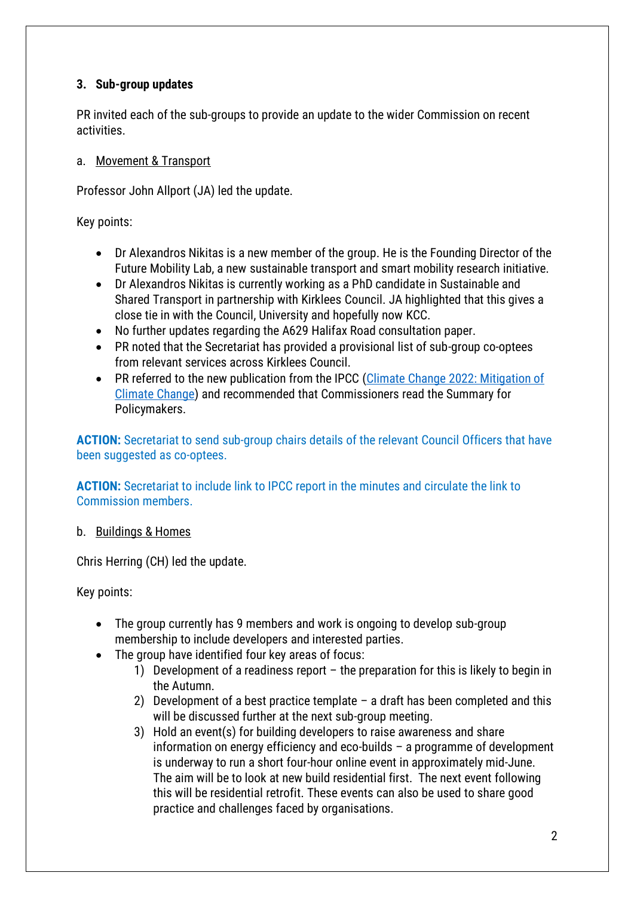### 3. Sub-group updates

PR invited each of the sub-groups to provide an update to the wider Commission on recent activities.

a. Movement & Transport

Professor John Allport (JA) led the update.

Key points:

- Dr Alexandros Nikitas is a new member of the group. He is the Founding Director of the Future Mobility Lab, a new sustainable transport and smart mobility research initiative.
- Dr Alexandros Nikitas is currently working as a PhD candidate in Sustainable and Shared Transport in partnership with Kirklees Council. JA highlighted that this gives a close tie in with the Council, University and hopefully now KCC.
- No further updates regarding the A629 Halifax Road consultation paper.
- PR noted that the Secretariat has provided a provisional list of sub-group co-optees from relevant services across Kirklees Council.
- PR referred to the new publication from the IPCC (Climate Change 2022: Mitigation of Climate Change) and recommended that Commissioners read the Summary for Policymakers.

**ACTION:** Secretariat to send sub-group chairs details of the relevant Council Officers that have been suggested as co-optees.

**ACTION:** Secretariat to include link to IPCC report in the minutes and circulate the link to Commission members.

b. Buildings & Homes

Chris Herring (CH) led the update.

Key points:

- The group currently has 9 members and work is ongoing to develop sub-group membership to include developers and interested parties.
- The group have identified four key areas of focus:
    1) Development of a readiness report – the preparation for this is likely to begin in the Autumn.
    2) Development of a best practice template – a draft has been completed and this will be discussed further at the next sub-group meeting.
    3) Hold an event(s) for building developers to raise awareness and share information on energy efficiency and eco-builds – a programme of development is underway to run a short four-hour online event in approximately mid-June. The aim will be to look at new build residential first. The next event following this will be residential retrofit. These events can also be used to share good practice and challenges faced by organisations.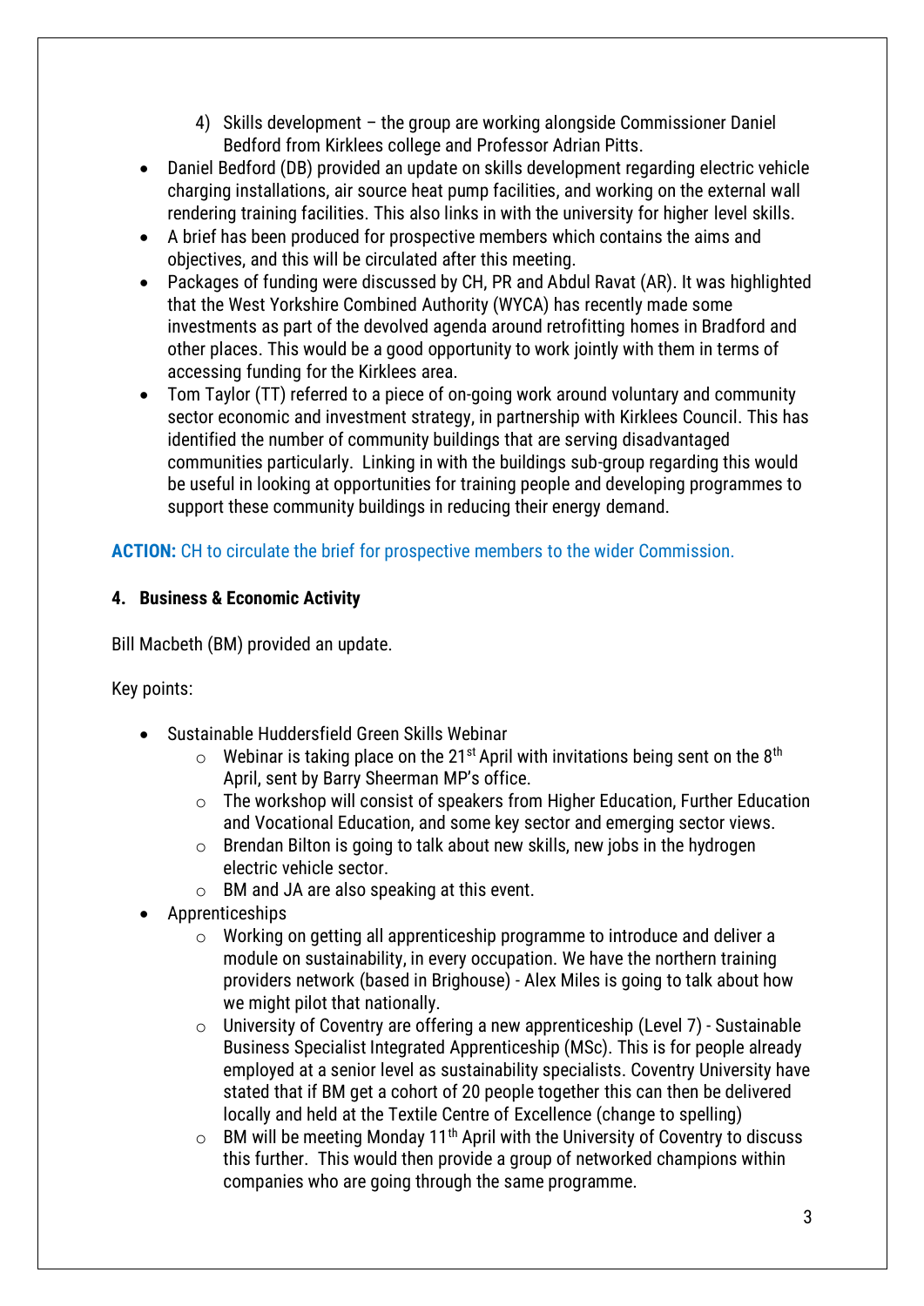4) Skills development – the group are working alongside Commissioner Daniel Bedford from Kirklees college and Professor Adrian Pitts.

- Daniel Bedford (DB) provided an update on skills development regarding electric vehicle charging installations, air source heat pump facilities, and working on the external wall rendering training facilities. This also links in with the university for higher level skills.
- A brief has been produced for prospective members which contains the aims and objectives, and this will be circulated after this meeting.
- Packages of funding were discussed by CH, PR and Abdul Ravat (AR). It was highlighted that the West Yorkshire Combined Authority (WYCA) has recently made some investments as part of the devolved agenda around retrofitting homes in Bradford and other places. This would be a good opportunity to work jointly with them in terms of accessing funding for the Kirklees area.
- Tom Taylor (TT) referred to a piece of on-going work around voluntary and community sector economic and investment strategy, in partnership with Kirklees Council. This has identified the number of community buildings that are serving disadvantaged communities particularly. Linking in with the buildings sub-group regarding this would be useful in looking at opportunities for training people and developing programmes to support these community buildings in reducing their energy demand.

**ACTION:** CH to circulate the brief for prospective members to the wider Commission.

## 4. Business & Economic Activity

Bill Macbeth (BM) provided an update.

Key points:

- Sustainable Huddersfield Green Skills Webinar
  - Webinar is taking place on the 21st April with invitations being sent on the 8th April, sent by Barry Sheerman MP's office.
  - The workshop will consist of speakers from Higher Education, Further Education and Vocational Education, and some key sector and emerging sector views.
  - Brendan Bilton is going to talk about new skills, new jobs in the hydrogen electric vehicle sector.
  - BM and JA are also speaking at this event.
- Apprenticeships
  - Working on getting all apprenticeship programme to introduce and deliver a module on sustainability, in every occupation. We have the northern training providers network (based in Brighouse) - Alex Miles is going to talk about how we might pilot that nationally.
  - University of Coventry are offering a new apprenticeship (Level 7) - Sustainable Business Specialist Integrated Apprenticeship (MSc). This is for people already employed at a senior level as sustainability specialists. Coventry University have stated that if BM get a cohort of 20 people together this can then be delivered locally and held at the Textile Centre of Excellence (change to spelling)
  - BM will be meeting Monday 11th April with the University of Coventry to discuss this further. This would then provide a group of networked champions within companies who are going through the same programme.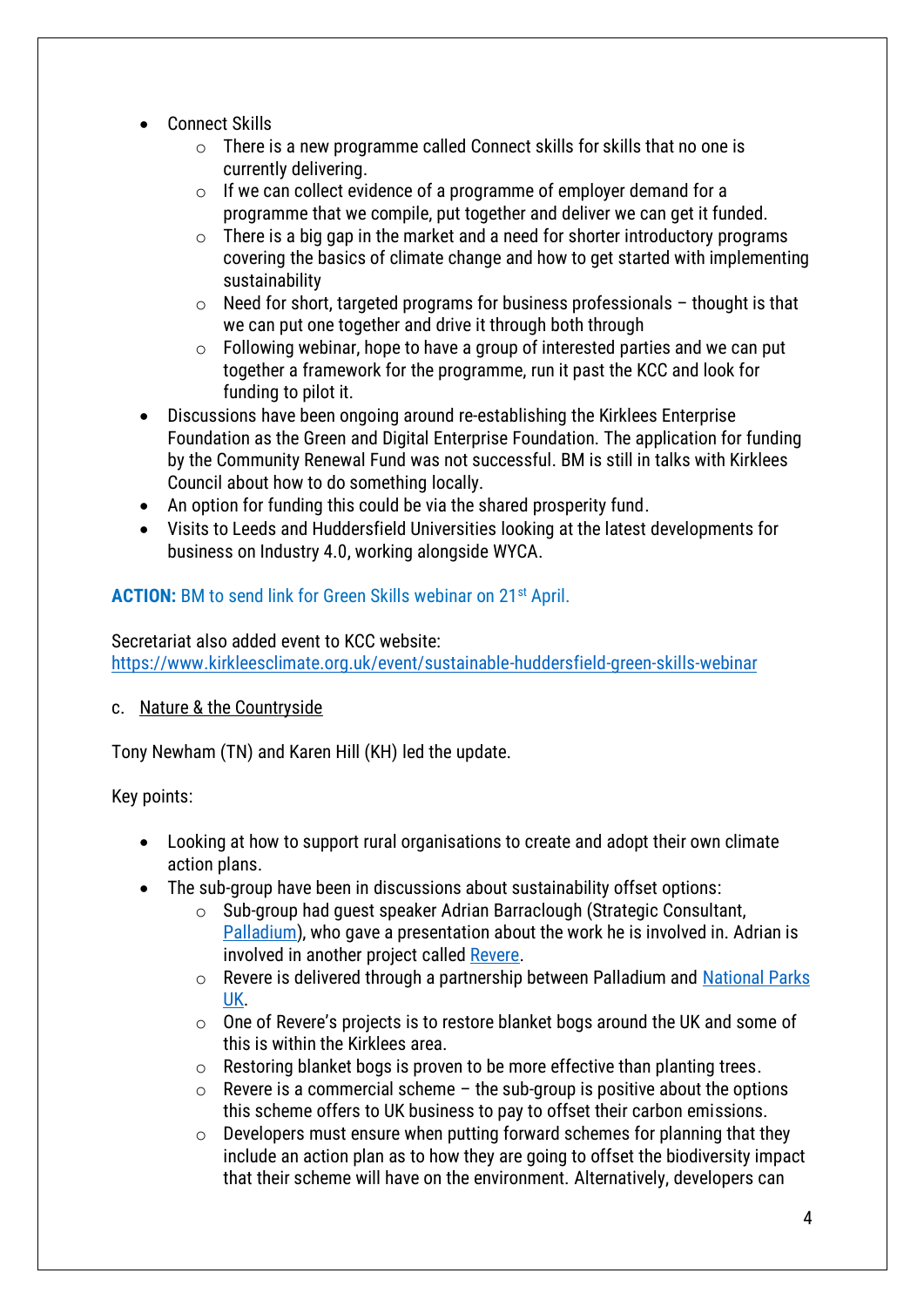- Connect Skills
  - There is a new programme called Connect skills for skills that no one is currently delivering.
  - If we can collect evidence of a programme of employer demand for a programme that we compile, put together and deliver we can get it funded.
  - There is a big gap in the market and a need for shorter introductory programs covering the basics of climate change and how to get started with implementing sustainability
  - Need for short, targeted programs for business professionals – thought is that we can put one together and drive it through both through
  - Following webinar, hope to have a group of interested parties and we can put together a framework for the programme, run it past the KCC and look for funding to pilot it.
- Discussions have been ongoing around re-establishing the Kirklees Enterprise Foundation as the Green and Digital Enterprise Foundation. The application for funding by the Community Renewal Fund was not successful. BM is still in talks with Kirklees Council about how to do something locally.
- An option for funding this could be via the shared prosperity fund.
- Visits to Leeds and Huddersfield Universities looking at the latest developments for business on Industry 4.0, working alongside WYCA.

**ACTION:** BM to send link for Green Skills webinar on 21st April.

Secretariat also added event to KCC website:
https://www.kirkleesclimate.org.uk/event/sustainable-huddersfield-green-skills-webinar

c. Nature & the Countryside

Tony Newham (TN) and Karen Hill (KH) led the update.

Key points:

- Looking at how to support rural organisations to create and adopt their own climate action plans.
- The sub-group have been in discussions about sustainability offset options:
  - Sub-group had guest speaker Adrian Barraclough (Strategic Consultant, Palladium), who gave a presentation about the work he is involved in. Adrian is involved in another project called Revere.
  - Revere is delivered through a partnership between Palladium and National Parks UK.
  - One of Revere's projects is to restore blanket bogs around the UK and some of this is within the Kirklees area.
  - Restoring blanket bogs is proven to be more effective than planting trees.
  - Revere is a commercial scheme – the sub-group is positive about the options this scheme offers to UK business to pay to offset their carbon emissions.
  - Developers must ensure when putting forward schemes for planning that they include an action plan as to how they are going to offset the biodiversity impact that their scheme will have on the environment. Alternatively, developers can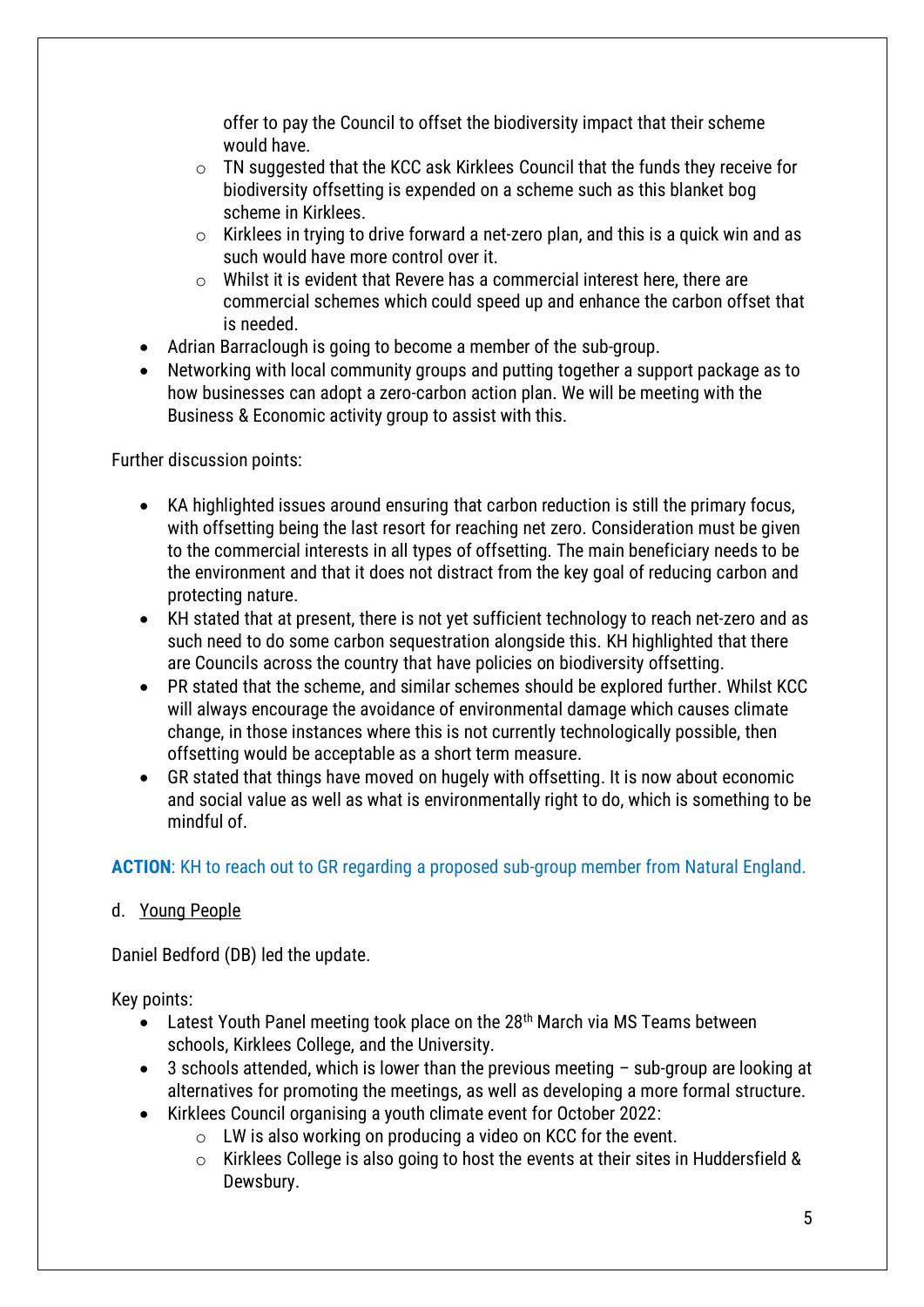offer to pay the Council to offset the biodiversity impact that their scheme would have.
    - TN suggested that the KCC ask Kirklees Council that the funds they receive for biodiversity offsetting is expended on a scheme such as this blanket bog scheme in Kirklees.
    - Kirklees in trying to drive forward a net-zero plan, and this is a quick win and as such would have more control over it.
    - Whilst it is evident that Revere has a commercial interest here, there are commercial schemes which could speed up and enhance the carbon offset that is needed.
- Adrian Barraclough is going to become a member of the sub-group.
- Networking with local community groups and putting together a support package as to how businesses can adopt a zero-carbon action plan. We will be meeting with the Business & Economic activity group to assist with this.

Further discussion points:

- KA highlighted issues around ensuring that carbon reduction is still the primary focus, with offsetting being the last resort for reaching net zero. Consideration must be given to the commercial interests in all types of offsetting. The main beneficiary needs to be the environment and that it does not distract from the key goal of reducing carbon and protecting nature.
- KH stated that at present, there is not yet sufficient technology to reach net-zero and as such need to do some carbon sequestration alongside this. KH highlighted that there are Councils across the country that have policies on biodiversity offsetting.
- PR stated that the scheme, and similar schemes should be explored further. Whilst KCC will always encourage the avoidance of environmental damage which causes climate change, in those instances where this is not currently technologically possible, then offsetting would be acceptable as a short term measure.
- GR stated that things have moved on hugely with offsetting. It is now about economic and social value as well as what is environmentally right to do, which is something to be mindful of.

**ACTION**: KH to reach out to GR regarding a proposed sub-group member from Natural England.

d. Young People

Daniel Bedford (DB) led the update.

Key points:

- Latest Youth Panel meeting took place on the 28th March via MS Teams between schools, Kirklees College, and the University.
- 3 schools attended, which is lower than the previous meeting – sub-group are looking at alternatives for promoting the meetings, as well as developing a more formal structure.
- Kirklees Council organising a youth climate event for October 2022:
    - LW is also working on producing a video on KCC for the event.
    - Kirklees College is also going to host the events at their sites in Huddersfield & Dewsbury.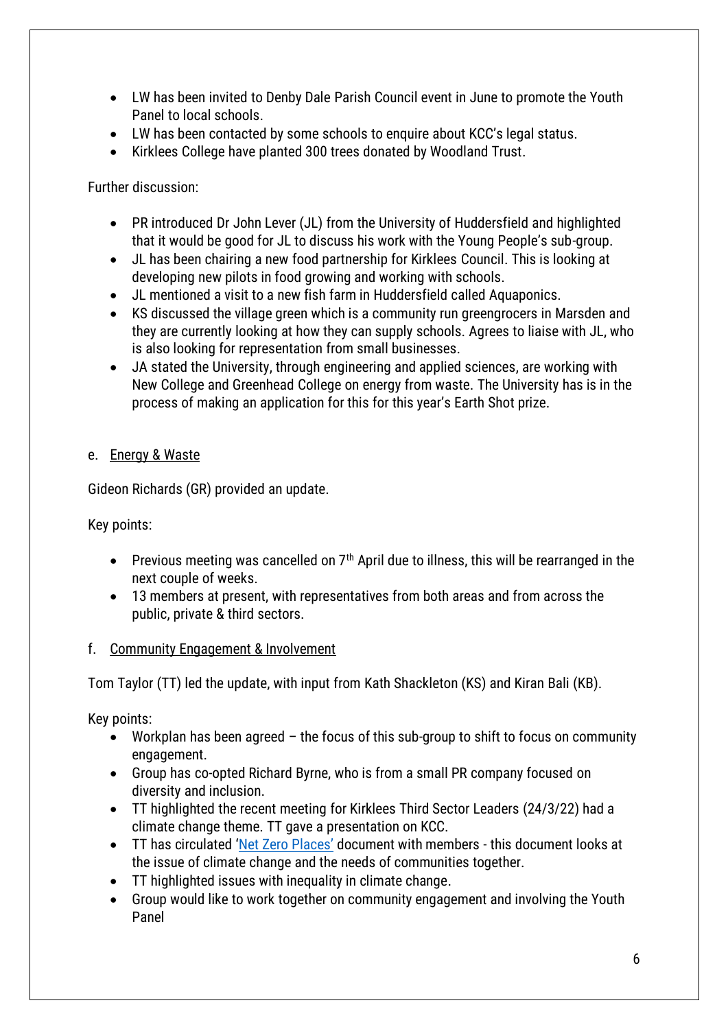- LW has been invited to Denby Dale Parish Council event in June to promote the Youth Panel to local schools.
- LW has been contacted by some schools to enquire about KCC's legal status.
- Kirklees College have planted 300 trees donated by Woodland Trust.

Further discussion:

- PR introduced Dr John Lever (JL) from the University of Huddersfield and highlighted that it would be good for JL to discuss his work with the Young People's sub-group.
- JL has been chairing a new food partnership for Kirklees Council. This is looking at developing new pilots in food growing and working with schools.
- JL mentioned a visit to a new fish farm in Huddersfield called Aquaponics.
- KS discussed the village green which is a community run greengrocers in Marsden and they are currently looking at how they can supply schools. Agrees to liaise with JL, who is also looking for representation from small businesses.
- JA stated the University, through engineering and applied sciences, are working with New College and Greenhead College on energy from waste. The University has is in the process of making an application for this for this year's Earth Shot prize.

e. Energy & Waste

Gideon Richards (GR) provided an update.

Key points:

- Previous meeting was cancelled on 7th April due to illness, this will be rearranged in the next couple of weeks.
- 13 members at present, with representatives from both areas and from across the public, private & third sectors.

f. Community Engagement & Involvement

Tom Taylor (TT) led the update, with input from Kath Shackleton (KS) and Kiran Bali (KB).

Key points:

- Workplan has been agreed – the focus of this sub-group to shift to focus on community engagement.
- Group has co-opted Richard Byrne, who is from a small PR company focused on diversity and inclusion.
- TT highlighted the recent meeting for Kirklees Third Sector Leaders (24/3/22) had a climate change theme. TT gave a presentation on KCC.
- TT has circulated 'Net Zero Places' document with members - this document looks at the issue of climate change and the needs of communities together.
- TT highlighted issues with inequality in climate change.
- Group would like to work together on community engagement and involving the Youth Panel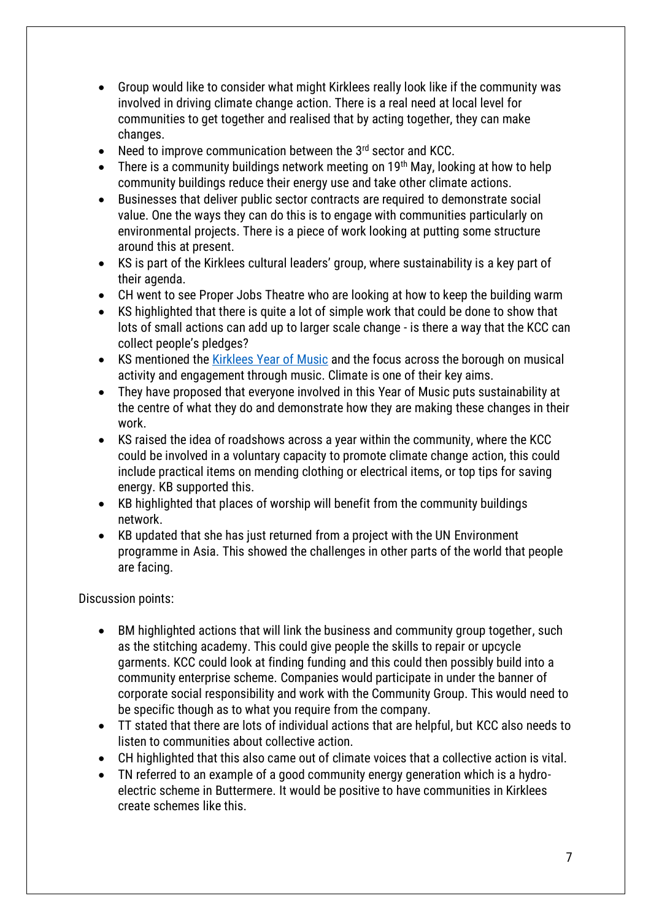- Group would like to consider what might Kirklees really look like if the community was involved in driving climate change action. There is a real need at local level for communities to get together and realised that by acting together, they can make changes.
- Need to improve communication between the 3rd sector and KCC.
- There is a community buildings network meeting on 19th May, looking at how to help community buildings reduce their energy use and take other climate actions.
- Businesses that deliver public sector contracts are required to demonstrate social value. One the ways they can do this is to engage with communities particularly on environmental projects. There is a piece of work looking at putting some structure around this at present.
- KS is part of the Kirklees cultural leaders' group, where sustainability is a key part of their agenda.
- CH went to see Proper Jobs Theatre who are looking at how to keep the building warm
- KS highlighted that there is quite a lot of simple work that could be done to show that lots of small actions can add up to larger scale change - is there a way that the KCC can collect people's pledges?
- KS mentioned the Kirklees Year of Music and the focus across the borough on musical activity and engagement through music. Climate is one of their key aims.
- They have proposed that everyone involved in this Year of Music puts sustainability at the centre of what they do and demonstrate how they are making these changes in their work.
- KS raised the idea of roadshows across a year within the community, where the KCC could be involved in a voluntary capacity to promote climate change action, this could include practical items on mending clothing or electrical items, or top tips for saving energy. KB supported this.
- KB highlighted that places of worship will benefit from the community buildings network.
- KB updated that she has just returned from a project with the UN Environment programme in Asia. This showed the challenges in other parts of the world that people are facing.

Discussion points:

- BM highlighted actions that will link the business and community group together, such as the stitching academy. This could give people the skills to repair or upcycle garments. KCC could look at finding funding and this could then possibly build into a community enterprise scheme. Companies would participate in under the banner of corporate social responsibility and work with the Community Group. This would need to be specific though as to what you require from the company.
- TT stated that there are lots of individual actions that are helpful, but KCC also needs to listen to communities about collective action.
- CH highlighted that this also came out of climate voices that a collective action is vital.
- TN referred to an example of a good community energy generation which is a hydro-electric scheme in Buttermere. It would be positive to have communities in Kirklees create schemes like this.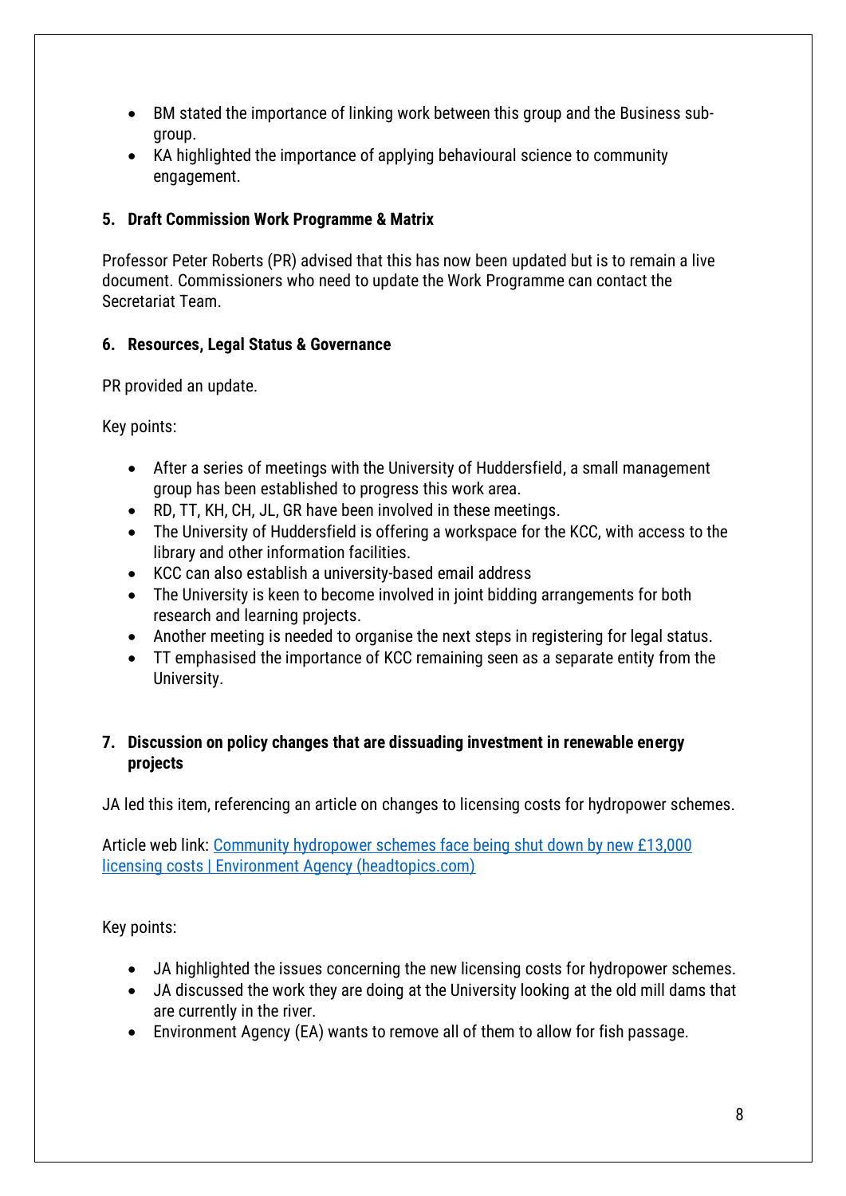- BM stated the importance of linking work between this group and the Business sub-group.
- KA highlighted the importance of applying behavioural science to community engagement.

**5. Draft Commission Work Programme & Matrix**

Professor Peter Roberts (PR) advised that this has now been updated but is to remain a live document. Commissioners who need to update the Work Programme can contact the Secretariat Team.

**6. Resources, Legal Status & Governance**

PR provided an update.

Key points:

- After a series of meetings with the University of Huddersfield, a small management group has been established to progress this work area.
- RD, TT, KH, CH, JL, GR have been involved in these meetings.
- The University of Huddersfield is offering a workspace for the KCC, with access to the library and other information facilities.
- KCC can also establish a university-based email address
- The University is keen to become involved in joint bidding arrangements for both research and learning projects.
- Another meeting is needed to organise the next steps in registering for legal status.
- TT emphasised the importance of KCC remaining seen as a separate entity from the University.

**7. Discussion on policy changes that are dissuading investment in renewable energy projects**

JA led this item, referencing an article on changes to licensing costs for hydropower schemes.

Article web link: [Community hydropower schemes face being shut down by new £13,000 licensing costs | Environment Agency (headtopics.com)]()

Key points:

- JA highlighted the issues concerning the new licensing costs for hydropower schemes.
- JA discussed the work they are doing at the University looking at the old mill dams that are currently in the river.
- Environment Agency (EA) wants to remove all of them to allow for fish passage.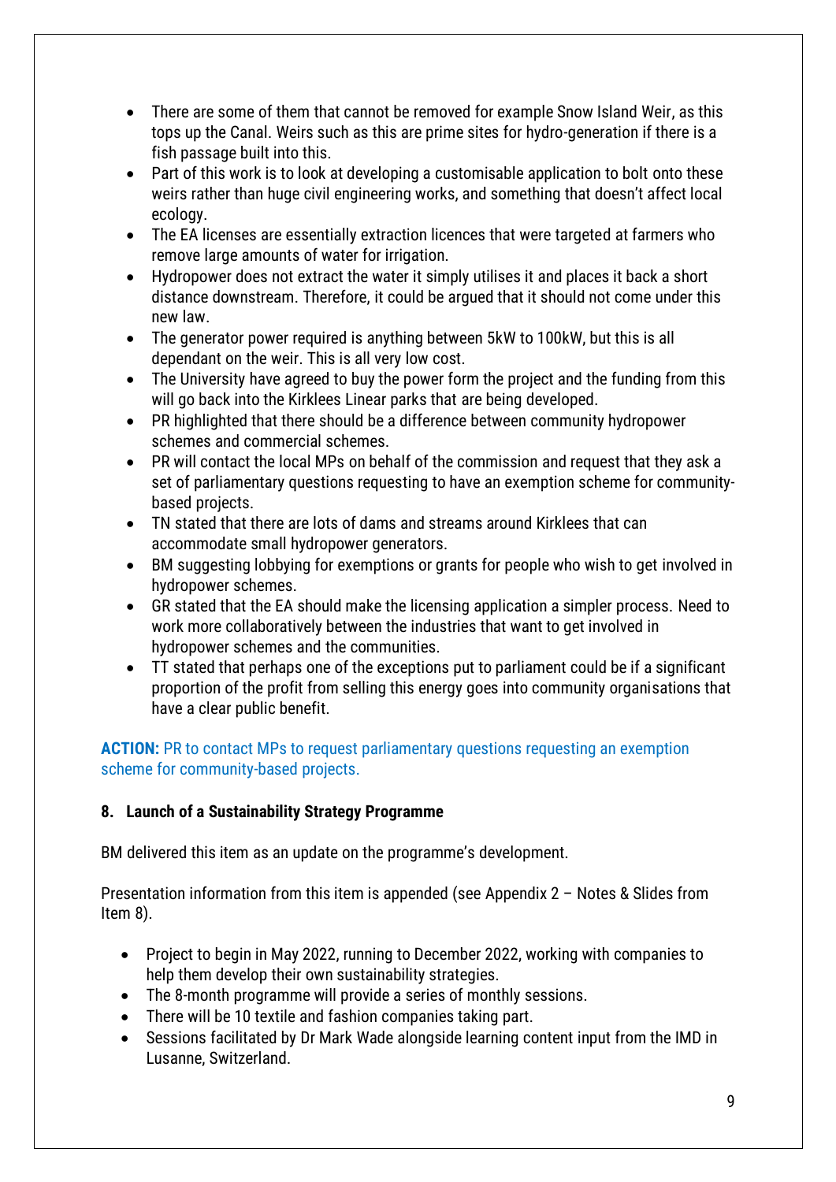- There are some of them that cannot be removed for example Snow Island Weir, as this tops up the Canal. Weirs such as this are prime sites for hydro-generation if there is a fish passage built into this.
- Part of this work is to look at developing a customisable application to bolt onto these weirs rather than huge civil engineering works, and something that doesn't affect local ecology.
- The EA licenses are essentially extraction licences that were targeted at farmers who remove large amounts of water for irrigation.
- Hydropower does not extract the water it simply utilises it and places it back a short distance downstream. Therefore, it could be argued that it should not come under this new law.
- The generator power required is anything between 5kW to 100kW, but this is all dependant on the weir. This is all very low cost.
- The University have agreed to buy the power form the project and the funding from this will go back into the Kirklees Linear parks that are being developed.
- PR highlighted that there should be a difference between community hydropower schemes and commercial schemes.
- PR will contact the local MPs on behalf of the commission and request that they ask a set of parliamentary questions requesting to have an exemption scheme for community-based projects.
- TN stated that there are lots of dams and streams around Kirklees that can accommodate small hydropower generators.
- BM suggesting lobbying for exemptions or grants for people who wish to get involved in hydropower schemes.
- GR stated that the EA should make the licensing application a simpler process. Need to work more collaboratively between the industries that want to get involved in hydropower schemes and the communities.
- TT stated that perhaps one of the exceptions put to parliament could be if a significant proportion of the profit from selling this energy goes into community organisations that have a clear public benefit.

**ACTION:** PR to contact MPs to request parliamentary questions requesting an exemption scheme for community-based projects.

**8. Launch of a Sustainability Strategy Programme**

BM delivered this item as an update on the programme's development.

Presentation information from this item is appended (see Appendix 2 – Notes & Slides from Item 8).

- Project to begin in May 2022, running to December 2022, working with companies to help them develop their own sustainability strategies.
- The 8-month programme will provide a series of monthly sessions.
- There will be 10 textile and fashion companies taking part.
- Sessions facilitated by Dr Mark Wade alongside learning content input from the IMD in Lusanne, Switzerland.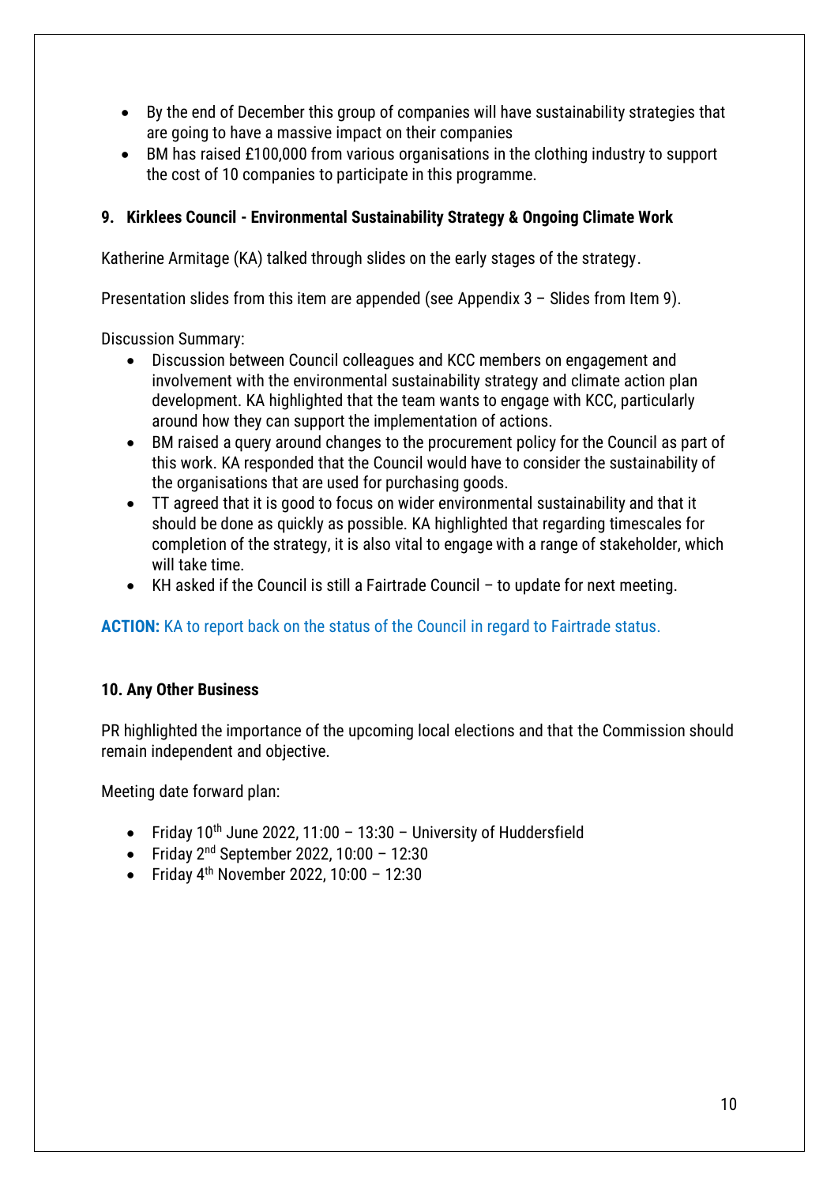- By the end of December this group of companies will have sustainability strategies that are going to have a massive impact on their companies
- BM has raised £100,000 from various organisations in the clothing industry to support the cost of 10 companies to participate in this programme.

### 9. Kirklees Council - Environmental Sustainability Strategy & Ongoing Climate Work

Katherine Armitage (KA) talked through slides on the early stages of the strategy.

Presentation slides from this item are appended (see Appendix 3 – Slides from Item 9).

Discussion Summary:

- Discussion between Council colleagues and KCC members on engagement and involvement with the environmental sustainability strategy and climate action plan development. KA highlighted that the team wants to engage with KCC, particularly around how they can support the implementation of actions.
- BM raised a query around changes to the procurement policy for the Council as part of this work. KA responded that the Council would have to consider the sustainability of the organisations that are used for purchasing goods.
- TT agreed that it is good to focus on wider environmental sustainability and that it should be done as quickly as possible. KA highlighted that regarding timescales for completion of the strategy, it is also vital to engage with a range of stakeholder, which will take time.
- KH asked if the Council is still a Fairtrade Council – to update for next meeting.

**ACTION:** KA to report back on the status of the Council in regard to Fairtrade status.

### 10. Any Other Business

PR highlighted the importance of the upcoming local elections and that the Commission should remain independent and objective.

Meeting date forward plan:

- Friday 10th June 2022, 11:00 – 13:30 – University of Huddersfield
- Friday 2nd September 2022, 10:00 – 12:30
- Friday 4th November 2022, 10:00 – 12:30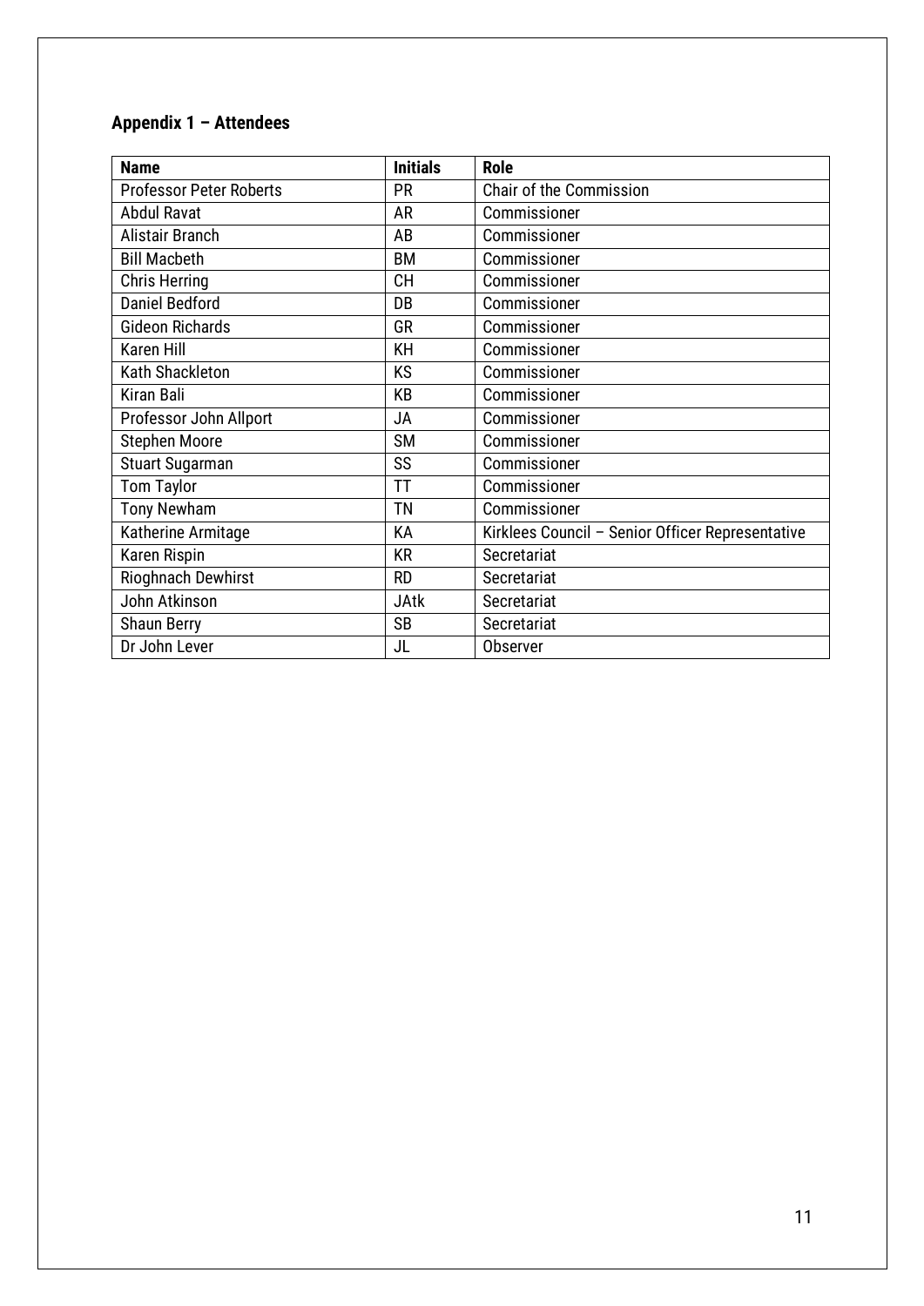## Appendix 1 – Attendees

| Name | Initials | Role |
|---|---|---|
| Professor Peter Roberts | PR | Chair of the Commission |
| Abdul Ravat | AR | Commissioner |
| Alistair Branch | AB | Commissioner |
| Bill Macbeth | BM | Commissioner |
| Chris Herring | CH | Commissioner |
| Daniel Bedford | DB | Commissioner |
| Gideon Richards | GR | Commissioner |
| Karen Hill | KH | Commissioner |
| Kath Shackleton | KS | Commissioner |
| Kiran Bali | KB | Commissioner |
| Professor John Allport | JA | Commissioner |
| Stephen Moore | SM | Commissioner |
| Stuart Sugarman | SS | Commissioner |
| Tom Taylor | TT | Commissioner |
| Tony Newham | TN | Commissioner |
| Katherine Armitage | KA | Kirklees Council – Senior Officer Representative |
| Karen Rispin | KR | Secretariat |
| Rioghnach Dewhirst | RD | Secretariat |
| John Atkinson | JAtk | Secretariat |
| Shaun Berry | SB | Secretariat |
| Dr John Lever | JL | Observer |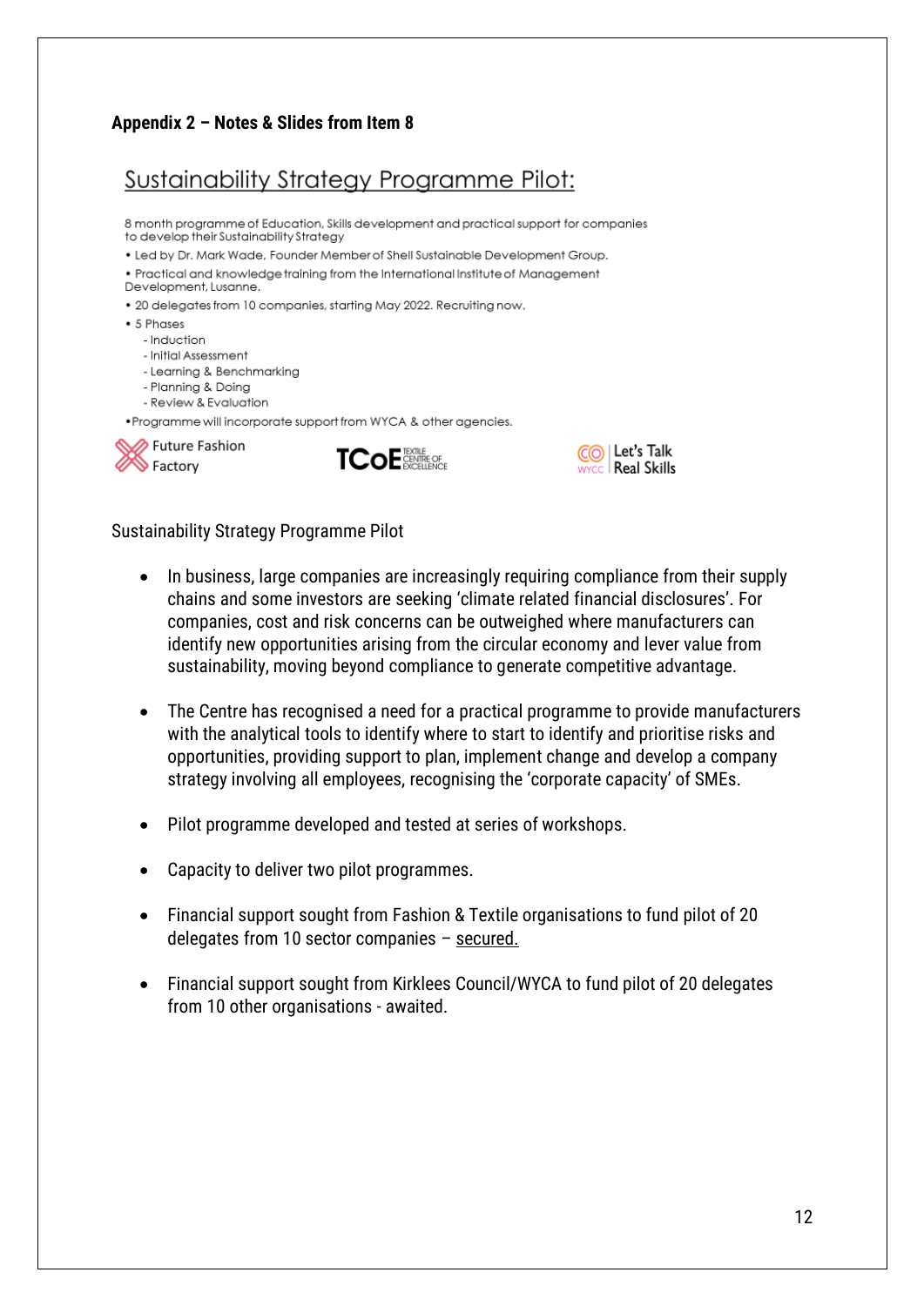**Appendix 2 – Notes & Slides from Item 8**

## Sustainability Strategy Programme Pilot:

8 month programme of Education, Skills development and practical support for companies to develop their Sustainability Strategy

- Led by Dr. Mark Wade, Founder Member of Shell Sustainable Development Group.
- Practical and knowledge training from the International Institute of Management Development, Lusanne.
- 20 delegates from 10 companies, starting May 2022. Recruiting now.
- 5 Phases
  - Induction
  - Initial Assessment
  - Learning & Benchmarking
  - Planning & Doing
  - Review & Evaluation
- Programme will incorporate support from WYCA & other agencies.

Future Fashion Factory | TCoE TEXTILE CENTRE OF EXCELLENCE | WYCC Let's Talk Real Skills

Sustainability Strategy Programme Pilot

- In business, large companies are increasingly requiring compliance from their supply chains and some investors are seeking 'climate related financial disclosures'. For companies, cost and risk concerns can be outweighed where manufacturers can identify new opportunities arising from the circular economy and lever value from sustainability, moving beyond compliance to generate competitive advantage.
- The Centre has recognised a need for a practical programme to provide manufacturers with the analytical tools to identify where to start to identify and prioritise risks and opportunities, providing support to plan, implement change and develop a company strategy involving all employees, recognising the 'corporate capacity' of SMEs.
- Pilot programme developed and tested at series of workshops.
- Capacity to deliver two pilot programmes.
- Financial support sought from Fashion & Textile organisations to fund pilot of 20 delegates from 10 sector companies – secured.
- Financial support sought from Kirklees Council/WYCA to fund pilot of 20 delegates from 10 other organisations - awaited.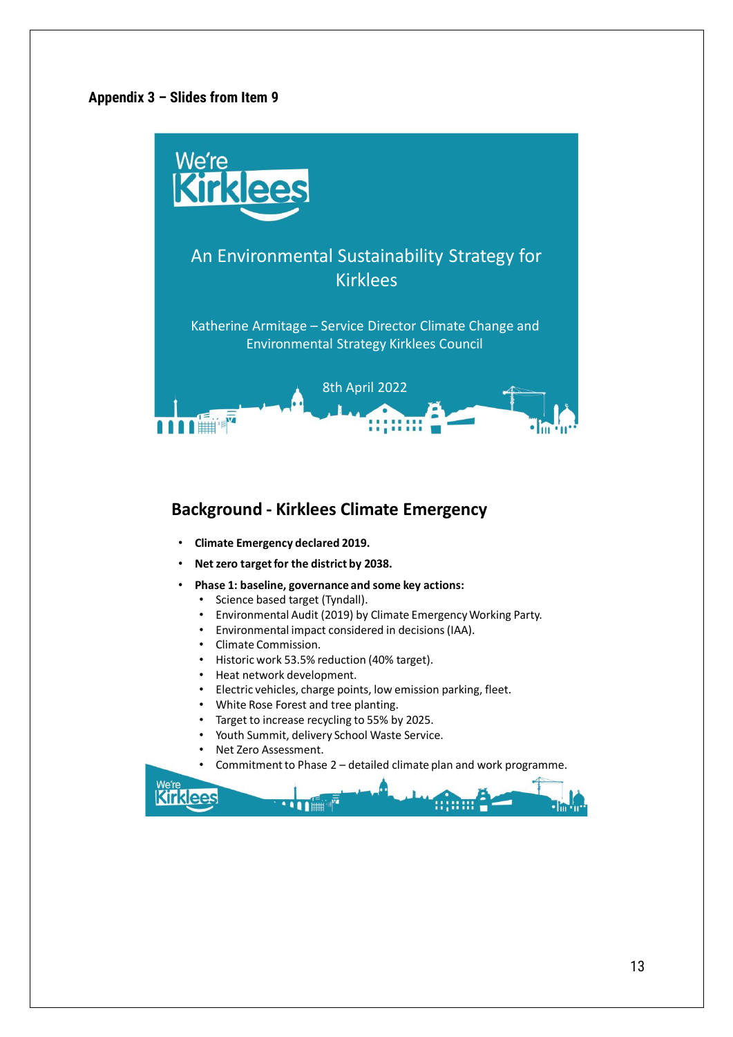**Appendix 3 – Slides from Item 9**

We're Kirklees

An Environmental Sustainability Strategy for Kirklees

Katherine Armitage – Service Director Climate Change and Environmental Strategy Kirklees Council

8th April 2022

## Background - Kirklees Climate Emergency

- **Climate Emergency declared 2019.**
- **Net zero target for the district by 2038.**
- **Phase 1: baseline, governance and some key actions:**
  - Science based target (Tyndall).
  - Environmental Audit (2019) by Climate Emergency Working Party.
  - Environmental impact considered in decisions (IAA).
  - Climate Commission.
  - Historic work 53.5% reduction (40% target).
  - Heat network development.
  - Electric vehicles, charge points, low emission parking, fleet.
  - White Rose Forest and tree planting.
  - Target to increase recycling to 55% by 2025.
  - Youth Summit, delivery School Waste Service.
  - Net Zero Assessment.
  - Commitment to Phase 2 – detailed climate plan and work programme.

We're Kirklees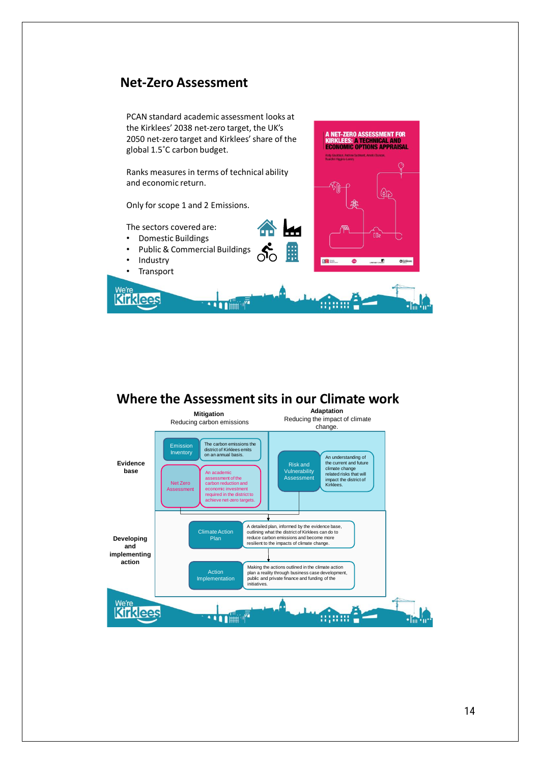## Net-Zero Assessment

PCAN standard academic assessment looks at the Kirklees' 2038 net-zero target, the UK's 2050 net-zero target and Kirklees' share of the global 1.5˚C carbon budget.

Ranks measures in terms of technical ability and economic return.

Only for scope 1 and 2 Emissions.

The sectors covered are:

- Domestic Buildings
- Public & Commercial Buildings
- Industry
- Transport

A NET-ZERO ASSESSMENT FOR KIRKLEES: A TECHNICAL AND ECONOMIC OPTIONS APPRAISAL

Andy Gouldson, Andrew Sudmant, Amelia Duncan, Ruaidhri Higgins-Lavery

## Where the Assessment sits in our Climate work

| | Mitigation<br>Reducing carbon emissions | | Adaptation<br>Reducing the impact of climate change. | |
|---|---|---|---|---|
| Evidence base | Emission Inventory | The carbon emissions the district of Kirklees emits on an annual basis. | Risk and Vulnerability Assessment | An understanding of the current and future climate change related risks that will impact the district of Kirklees. |
| | Net Zero Assessment | An academic assessment of the carbon reduction and economic investment required in the district to achieve net-zero targets. | | |
| Developing and implementing action | Climate Action Plan | A detailed plan, informed by the evidence base, outlining what the district of Kirklees can do to reduce carbon emissions and become more resilient to the impacts of climate change. | | |
| | Action Implementation | Making the actions outlined in the climate action plan a reality through business case development, public and private finance and funding of the initiatives. | | |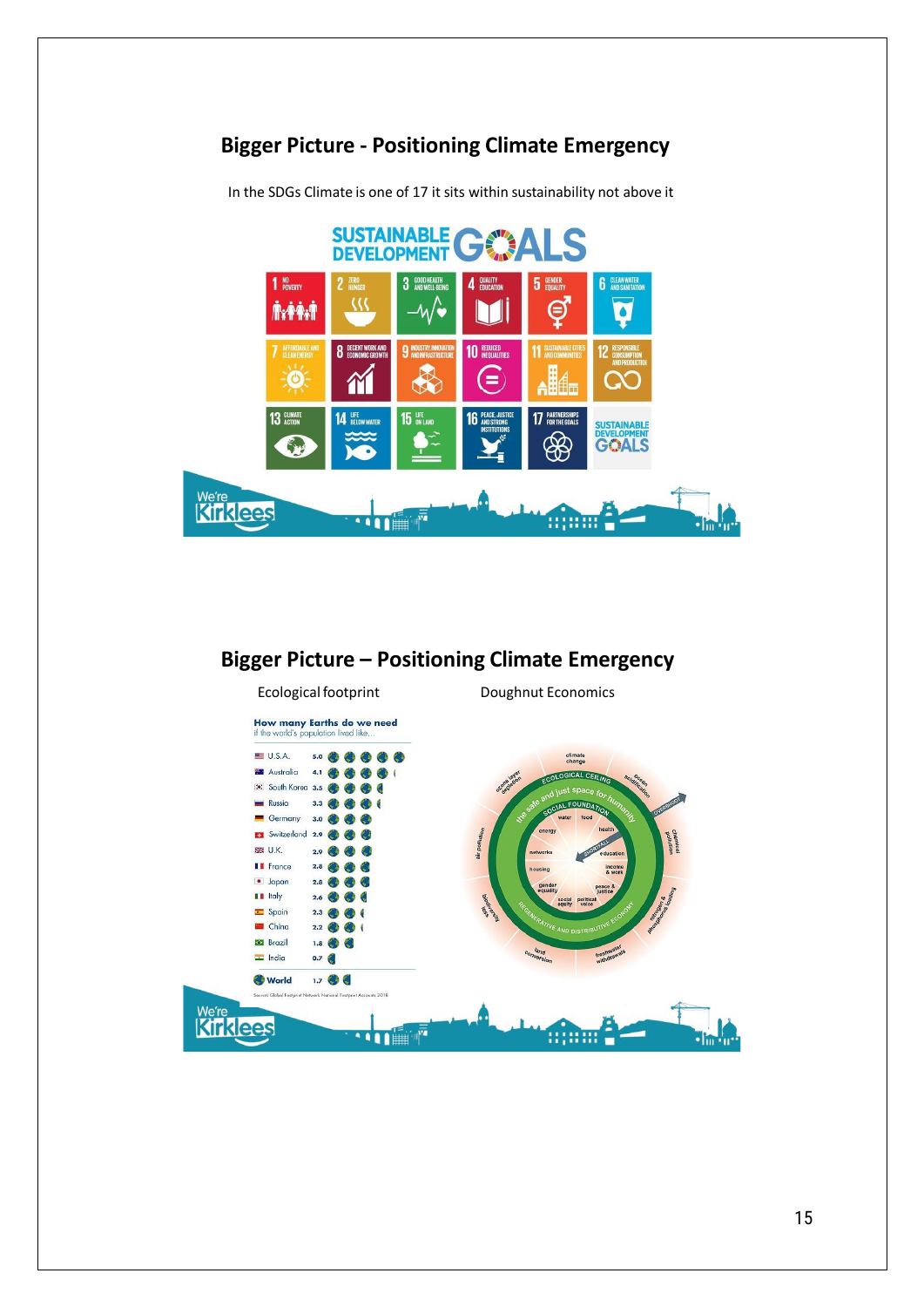## Bigger Picture - Positioning Climate Emergency

In the SDGs Climate is one of 17 it sits within sustainability not above it

## Bigger Picture – Positioning Climate Emergency

Ecological footprint

Doughnut Economics

**How many Earths do we need**
if the world's population lived like...

| Country | Earths |
| --- | --- |
| U.S.A. | 5.0 |
| Australia | 4.1 |
| South Korea | 3.5 |
| Russia | 3.3 |
| Germany | 3.0 |
| Switzerland | 2.9 |
| U.K. | 2.9 |
| France | 2.8 |
| Japan | 2.8 |
| Italy | 2.6 |
| Spain | 2.3 |
| China | 2.2 |
| Brazil | 1.8 |
| India | 0.7 |
| **World** | 1.7 |

Source: Global Footprint Network, National Footprint Accounts 2018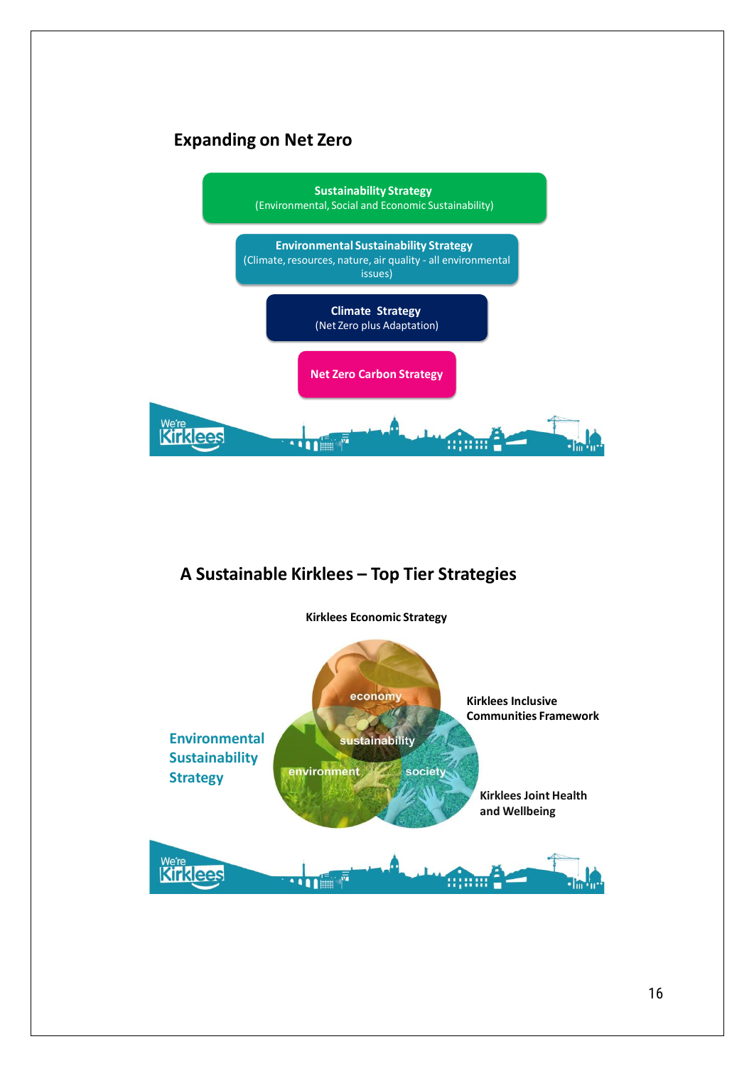## Expanding on Net Zero

**Sustainability Strategy**
(Environmental, Social and Economic Sustainability)

**Environmental Sustainability Strategy**
(Climate, resources, nature, air quality - all environmental issues)

**Climate Strategy**
(Net Zero plus Adaptation)

**Net Zero Carbon Strategy**

## A Sustainable Kirklees – Top Tier Strategies

**Kirklees Economic Strategy**

economy

sustainability

environment

society

**Kirklees Inclusive Communities Framework**

**Environmental Sustainability Strategy**

**Kirklees Joint Health and Wellbeing**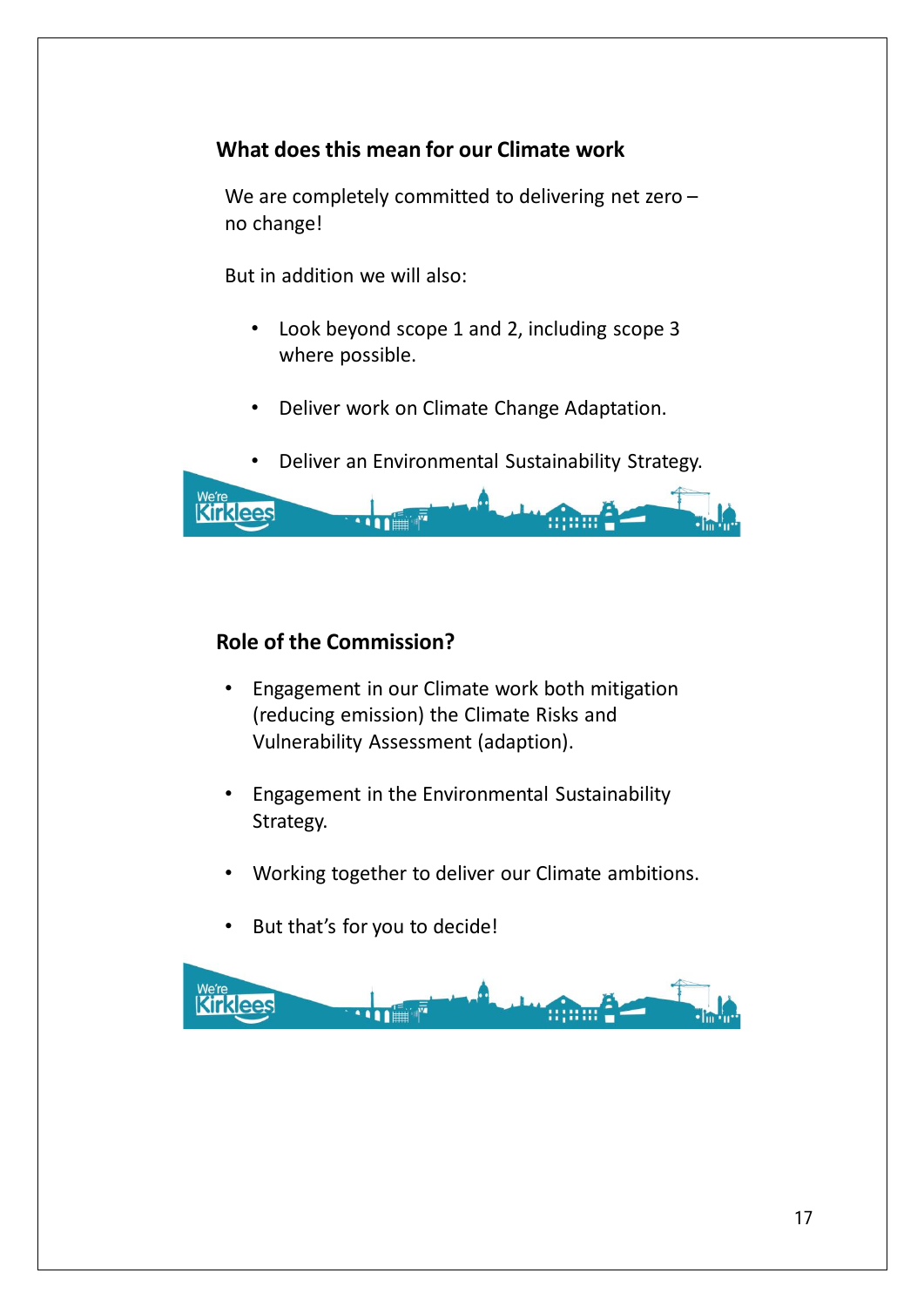## What does this mean for our Climate work

We are completely committed to delivering net zero – no change!

But in addition we will also:

- Look beyond scope 1 and 2, including scope 3 where possible.
- Deliver work on Climate Change Adaptation.
- Deliver an Environmental Sustainability Strategy.

We're Kirklees

## Role of the Commission?

- Engagement in our Climate work both mitigation (reducing emission) the Climate Risks and Vulnerability Assessment (adaption).
- Engagement in the Environmental Sustainability Strategy.
- Working together to deliver our Climate ambitions.
- But that's for you to decide!

We're Kirklees